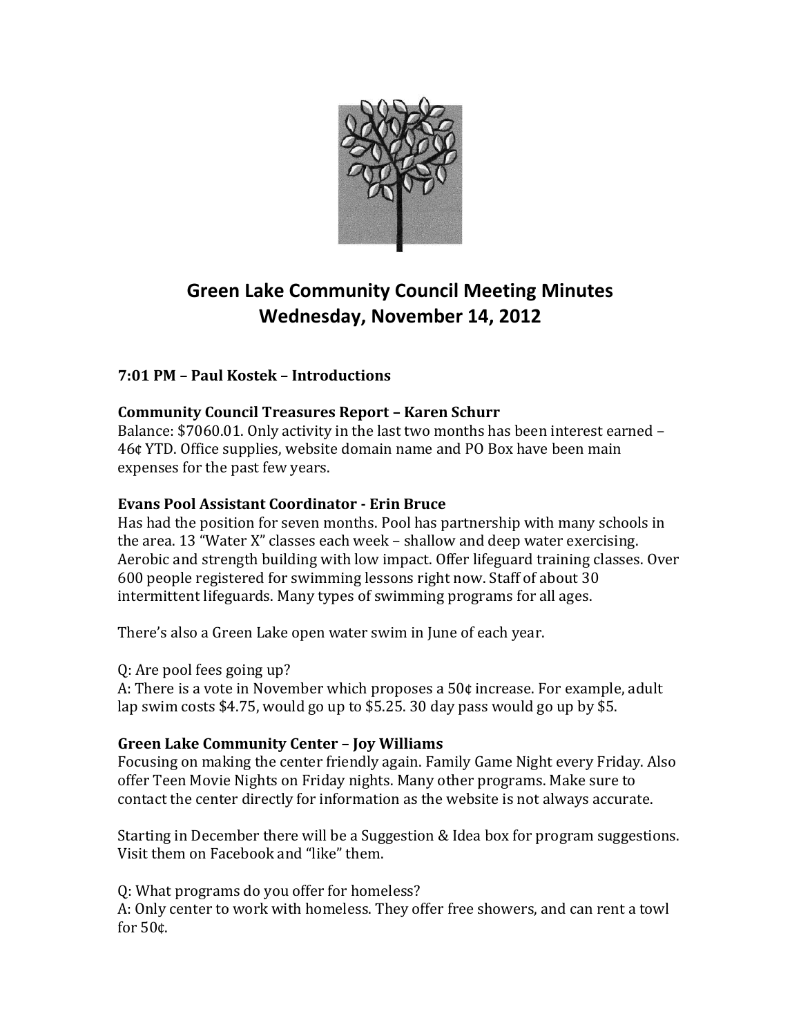# Green Lake Community Council Meeting Minutes
# Wednesday, November 14, 2012

### 7:01 PM – Paul Kostek – Introductions

### Community Council Treasures Report – Karen Schurr

Balance: $7060.01. Only activity in the last two months has been interest earned – 46¢ YTD. Office supplies, website domain name and PO Box have been main expenses for the past few years.

### Evans Pool Assistant Coordinator - Erin Bruce

Has had the position for seven months. Pool has partnership with many schools in the area. 13 "Water X" classes each week – shallow and deep water exercising. Aerobic and strength building with low impact. Offer lifeguard training classes. Over 600 people registered for swimming lessons right now. Staff of about 30 intermittent lifeguards. Many types of swimming programs for all ages.

There's also a Green Lake open water swim in June of each year.

Q: Are pool fees going up?
A: There is a vote in November which proposes a 50¢ increase. For example, adult lap swim costs $4.75, would go up to $5.25. 30 day pass would go up by $5.

### Green Lake Community Center – Joy Williams

Focusing on making the center friendly again. Family Game Night every Friday. Also offer Teen Movie Nights on Friday nights. Many other programs. Make sure to contact the center directly for information as the website is not always accurate.

Starting in December there will be a Suggestion & Idea box for program suggestions. Visit them on Facebook and "like" them.

Q: What programs do you offer for homeless?
A: Only center to work with homeless. They offer free showers, and can rent a towl for 50¢.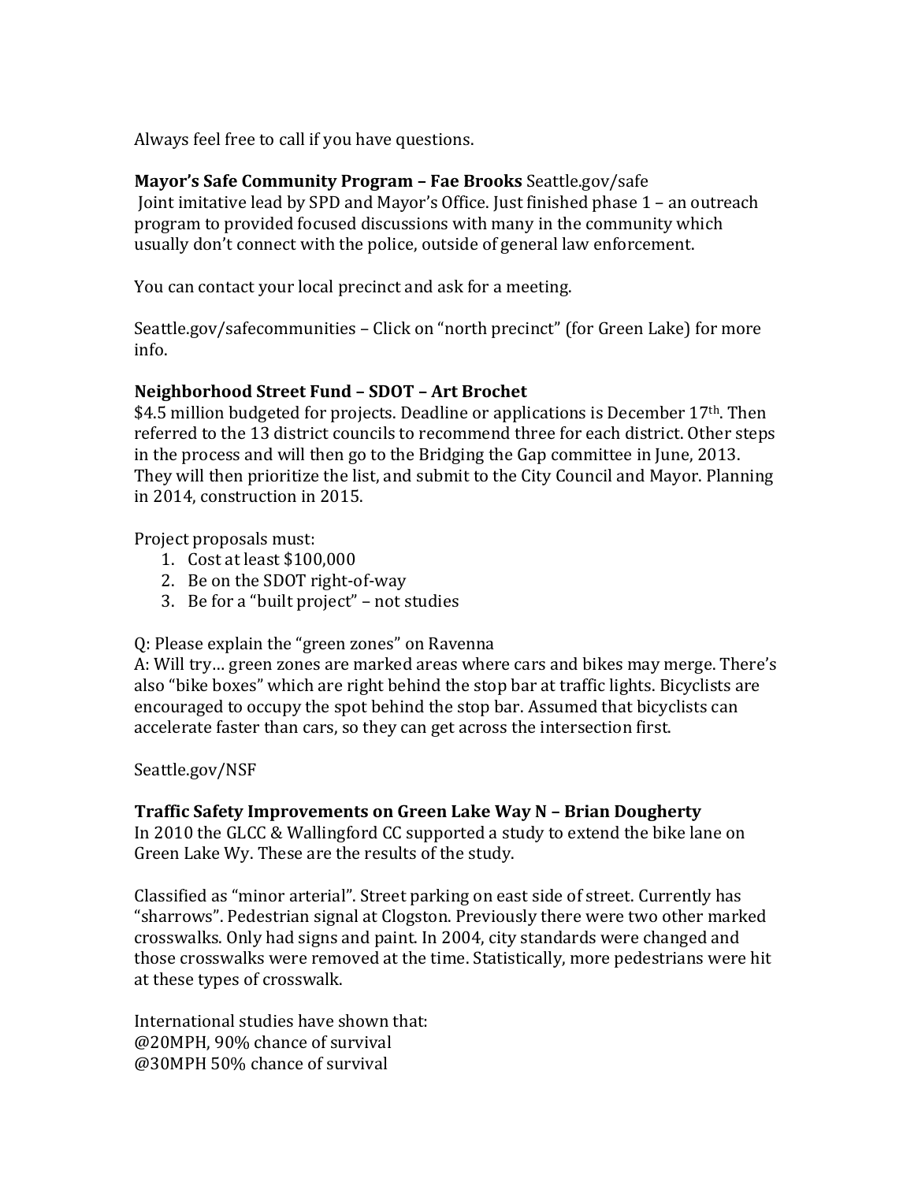Always feel free to call if you have questions.

**Mayor's Safe Community Program – Fae Brooks** Seattle.gov/safe
Joint imitative lead by SPD and Mayor's Office. Just finished phase 1 – an outreach program to provided focused discussions with many in the community which usually don't connect with the police, outside of general law enforcement.

You can contact your local precinct and ask for a meeting.

Seattle.gov/safecommunities – Click on "north precinct" (for Green Lake) for more info.

**Neighborhood Street Fund – SDOT – Art Brochet**
$4.5 million budgeted for projects. Deadline or applications is December 17th. Then referred to the 13 district councils to recommend three for each district. Other steps in the process and will then go to the Bridging the Gap committee in June, 2013. They will then prioritize the list, and submit to the City Council and Mayor. Planning in 2014, construction in 2015.

Project proposals must:

1. Cost at least $100,000
2. Be on the SDOT right-of-way
3. Be for a "built project" – not studies

Q: Please explain the "green zones" on Ravenna
A: Will try… green zones are marked areas where cars and bikes may merge. There's also "bike boxes" which are right behind the stop bar at traffic lights. Bicyclists are encouraged to occupy the spot behind the stop bar. Assumed that bicyclists can accelerate faster than cars, so they can get across the intersection first.

Seattle.gov/NSF

**Traffic Safety Improvements on Green Lake Way N – Brian Dougherty**
In 2010 the GLCC & Wallingford CC supported a study to extend the bike lane on Green Lake Wy. These are the results of the study.

Classified as "minor arterial". Street parking on east side of street. Currently has "sharrows". Pedestrian signal at Clogston. Previously there were two other marked crosswalks. Only had signs and paint. In 2004, city standards were changed and those crosswalks were removed at the time. Statistically, more pedestrians were hit at these types of crosswalk.

International studies have shown that:
@20MPH, 90% chance of survival
@30MPH 50% chance of survival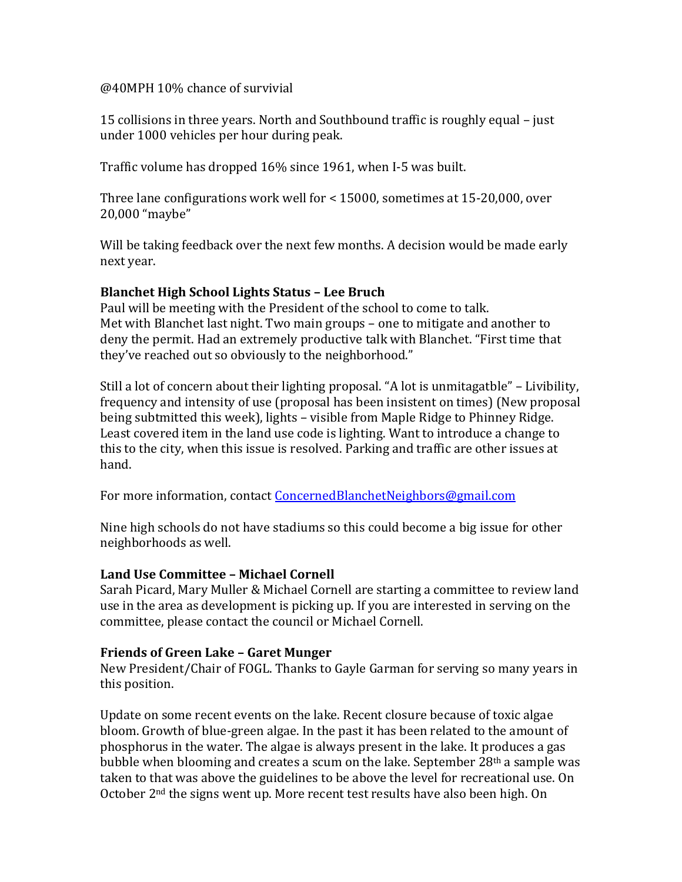@40MPH 10% chance of survivial

15 collisions in three years. North and Southbound traffic is roughly equal – just under 1000 vehicles per hour during peak.

Traffic volume has dropped 16% since 1961, when I-5 was built.

Three lane configurations work well for < 15000, sometimes at 15-20,000, over 20,000 "maybe"

Will be taking feedback over the next few months. A decision would be made early next year.

**Blanchet High School Lights Status – Lee Bruch**
Paul will be meeting with the President of the school to come to talk.
Met with Blanchet last night. Two main groups – one to mitigate and another to deny the permit. Had an extremely productive talk with Blanchet. "First time that they've reached out so obviously to the neighborhood."

Still a lot of concern about their lighting proposal. "A lot is unmitagatble" – Livibility, frequency and intensity of use (proposal has been insistent on times) (New proposal being subtmitted this week), lights – visible from Maple Ridge to Phinney Ridge. Least covered item in the land use code is lighting. Want to introduce a change to this to the city, when this issue is resolved. Parking and traffic are other issues at hand.

For more information, contact [ConcernedBlanchetNeighbors@gmail.com](mailto:ConcernedBlanchetNeighbors@gmail.com)

Nine high schools do not have stadiums so this could become a big issue for other neighborhoods as well.

**Land Use Committee – Michael Cornell**
Sarah Picard, Mary Muller & Michael Cornell are starting a committee to review land use in the area as development is picking up. If you are interested in serving on the committee, please contact the council or Michael Cornell.

**Friends of Green Lake – Garet Munger**
New President/Chair of FOGL. Thanks to Gayle Garman for serving so many years in this position.

Update on some recent events on the lake. Recent closure because of toxic algae bloom. Growth of blue-green algae. In the past it has been related to the amount of phosphorus in the water. The algae is always present in the lake. It produces a gas bubble when blooming and creates a scum on the lake. September 28th a sample was taken to that was above the guidelines to be above the level for recreational use. On October 2nd the signs went up. More recent test results have also been high. On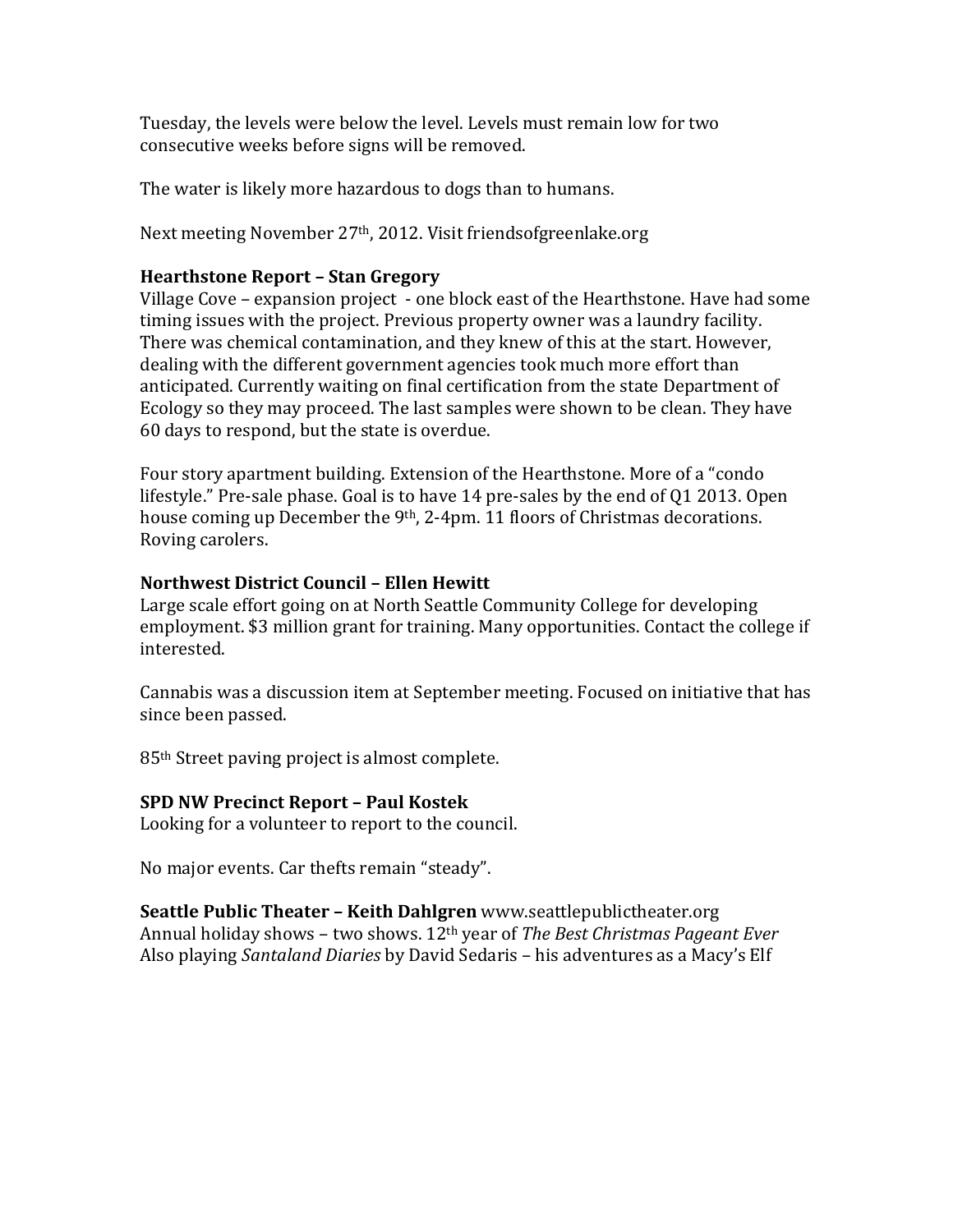Tuesday, the levels were below the level. Levels must remain low for two consecutive weeks before signs will be removed.

The water is likely more hazardous to dogs than to humans.

Next meeting November 27th, 2012. Visit friendsofgreenlake.org

**Hearthstone Report – Stan Gregory**

Village Cove – expansion project - one block east of the Hearthstone. Have had some timing issues with the project. Previous property owner was a laundry facility. There was chemical contamination, and they knew of this at the start. However, dealing with the different government agencies took much more effort than anticipated. Currently waiting on final certification from the state Department of Ecology so they may proceed. The last samples were shown to be clean. They have 60 days to respond, but the state is overdue.

Four story apartment building. Extension of the Hearthstone. More of a "condo lifestyle." Pre-sale phase. Goal is to have 14 pre-sales by the end of Q1 2013. Open house coming up December the 9th, 2-4pm. 11 floors of Christmas decorations. Roving carolers.

**Northwest District Council – Ellen Hewitt**

Large scale effort going on at North Seattle Community College for developing employment. $3 million grant for training. Many opportunities. Contact the college if interested.

Cannabis was a discussion item at September meeting. Focused on initiative that has since been passed.

85th Street paving project is almost complete.

**SPD NW Precinct Report – Paul Kostek**

Looking for a volunteer to report to the council.

No major events. Car thefts remain "steady".

**Seattle Public Theater – Keith Dahlgren** www.seattlepublictheater.org

Annual holiday shows – two shows. 12th year of *The Best Christmas Pageant Ever*
Also playing *Santaland Diaries* by David Sedaris – his adventures as a Macy's Elf